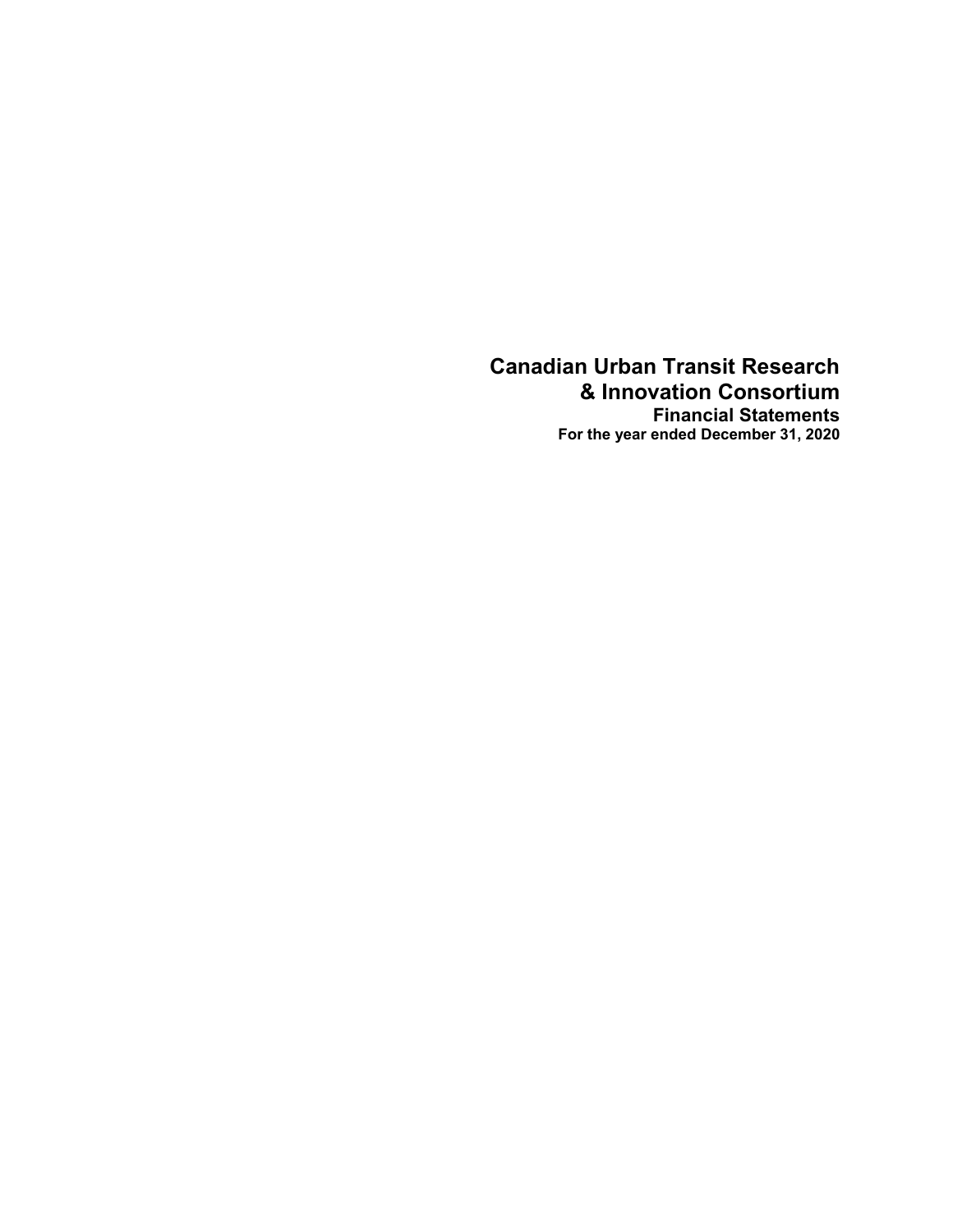# Canadian Urban Transit Research & Innovation Consortium

## Financial Statements

### For the year ended December 31, 2020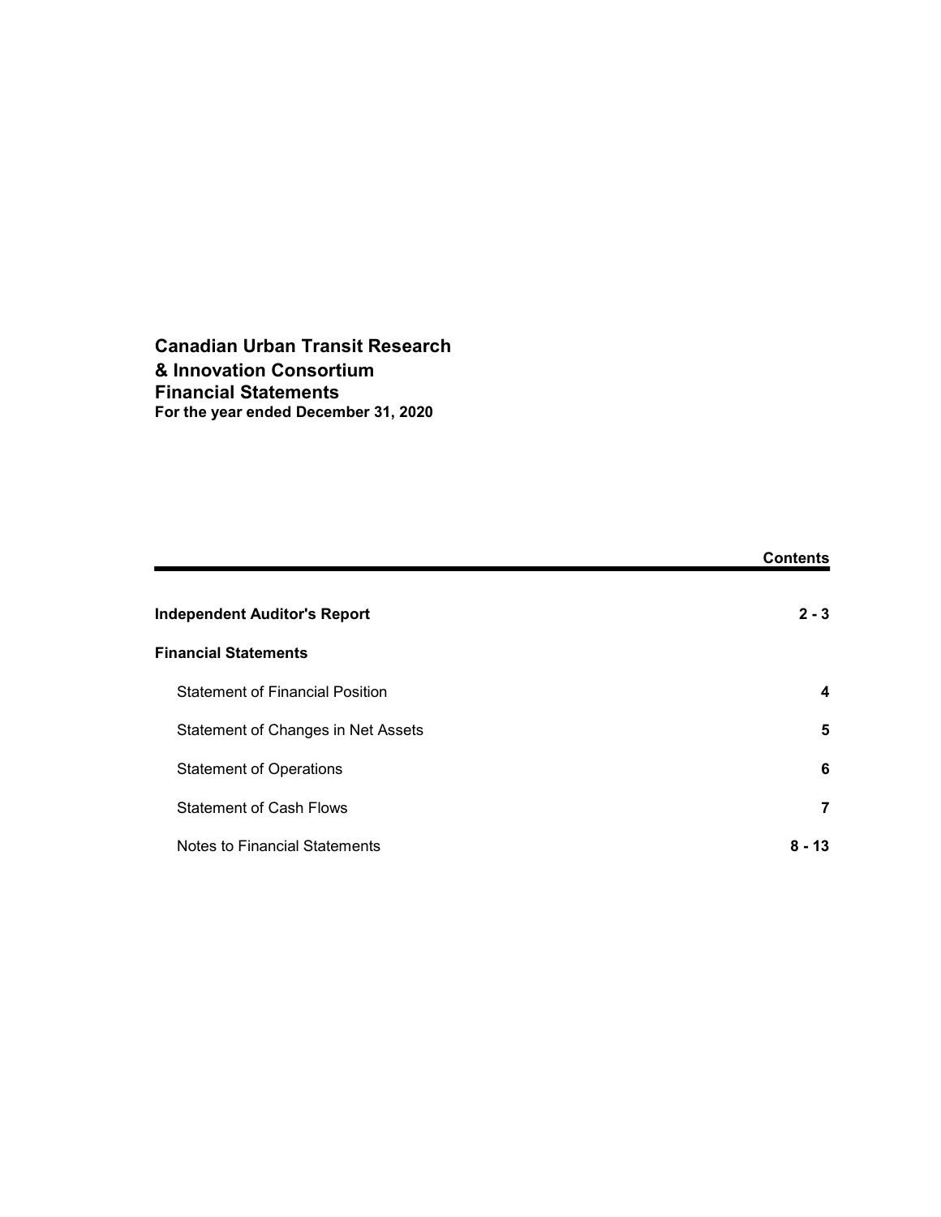# Canadian Urban Transit Research & Innovation Consortium
## Financial Statements
**For the year ended December 31, 2020**

| | **Contents** |
|---|---|
| **Independent Auditor's Report** | **2 - 3** |
| **Financial Statements** | |
| Statement of Financial Position | **4** |
| Statement of Changes in Net Assets | **5** |
| Statement of Operations | **6** |
| Statement of Cash Flows | **7** |
| Notes to Financial Statements | **8 - 13** |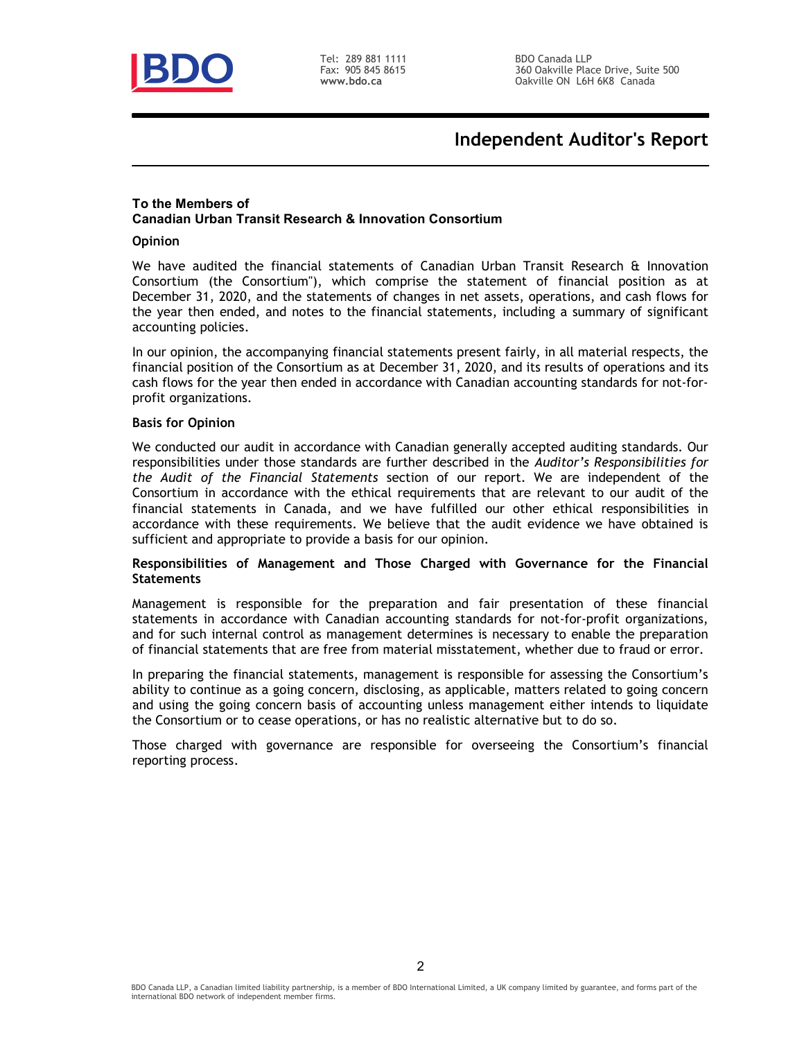# Independent Auditor's Report

**To the Members of**
**Canadian Urban Transit Research & Innovation Consortium**

## Opinion

We have audited the financial statements of Canadian Urban Transit Research & Innovation Consortium (the Consortium"), which comprise the statement of financial position as at December 31, 2020, and the statements of changes in net assets, operations, and cash flows for the year then ended, and notes to the financial statements, including a summary of significant accounting policies.

In our opinion, the accompanying financial statements present fairly, in all material respects, the financial position of the Consortium as at December 31, 2020, and its results of operations and its cash flows for the year then ended in accordance with Canadian accounting standards for not-for-profit organizations.

## Basis for Opinion

We conducted our audit in accordance with Canadian generally accepted auditing standards. Our responsibilities under those standards are further described in the *Auditor's Responsibilities for the Audit of the Financial Statements* section of our report. We are independent of the Consortium in accordance with the ethical requirements that are relevant to our audit of the financial statements in Canada, and we have fulfilled our other ethical responsibilities in accordance with these requirements. We believe that the audit evidence we have obtained is sufficient and appropriate to provide a basis for our opinion.

## Responsibilities of Management and Those Charged with Governance for the Financial Statements

Management is responsible for the preparation and fair presentation of these financial statements in accordance with Canadian accounting standards for not-for-profit organizations, and for such internal control as management determines is necessary to enable the preparation of financial statements that are free from material misstatement, whether due to fraud or error.

In preparing the financial statements, management is responsible for assessing the Consortium's ability to continue as a going concern, disclosing, as applicable, matters related to going concern and using the going concern basis of accounting unless management either intends to liquidate the Consortium or to cease operations, or has no realistic alternative but to do so.

Those charged with governance are responsible for overseeing the Consortium's financial reporting process.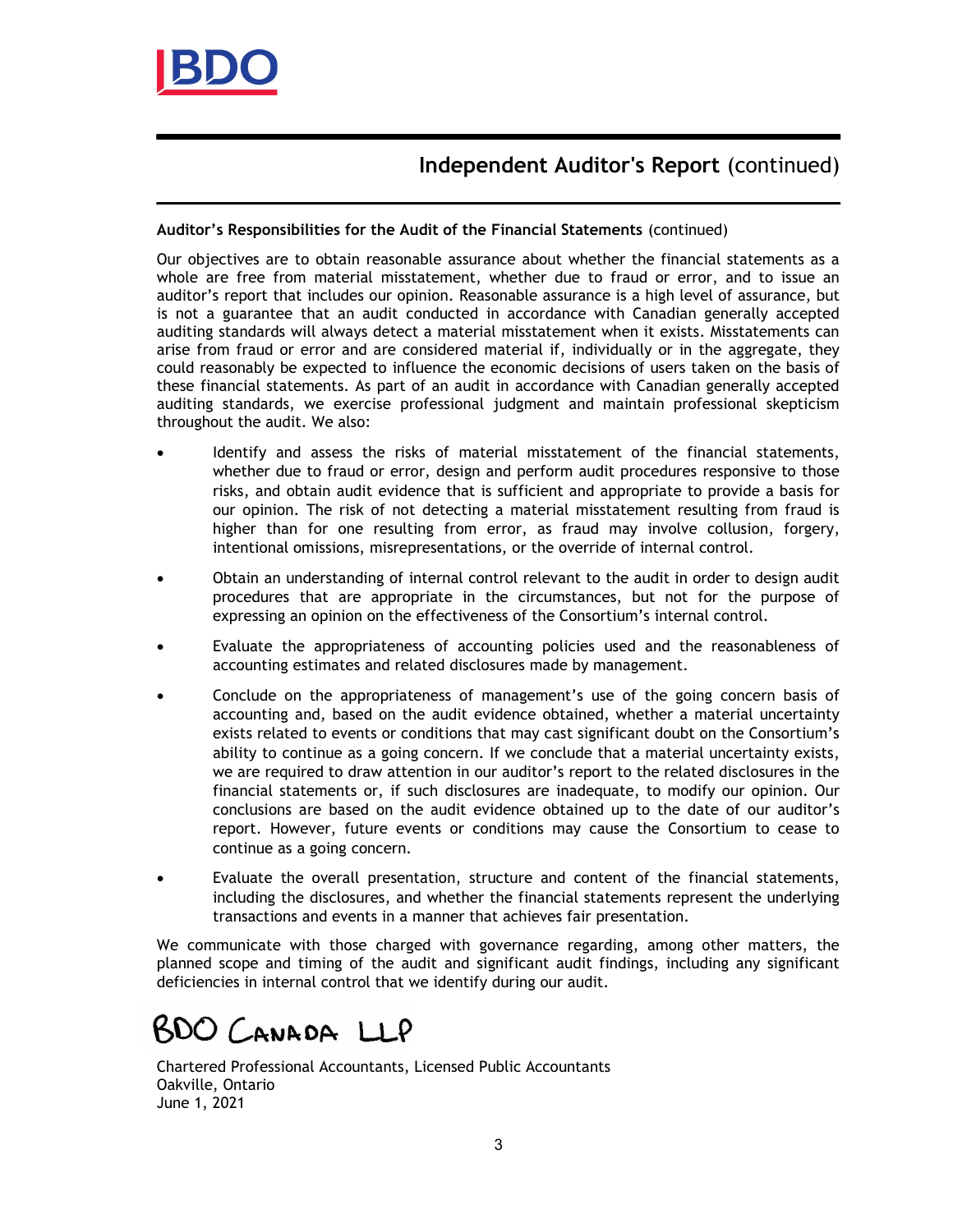## Independent Auditor's Report (continued)

**Auditor's Responsibilities for the Audit of the Financial Statements** (continued)

Our objectives are to obtain reasonable assurance about whether the financial statements as a whole are free from material misstatement, whether due to fraud or error, and to issue an auditor's report that includes our opinion. Reasonable assurance is a high level of assurance, but is not a guarantee that an audit conducted in accordance with Canadian generally accepted auditing standards will always detect a material misstatement when it exists. Misstatements can arise from fraud or error and are considered material if, individually or in the aggregate, they could reasonably be expected to influence the economic decisions of users taken on the basis of these financial statements. As part of an audit in accordance with Canadian generally accepted auditing standards, we exercise professional judgment and maintain professional skepticism throughout the audit. We also:

- Identify and assess the risks of material misstatement of the financial statements, whether due to fraud or error, design and perform audit procedures responsive to those risks, and obtain audit evidence that is sufficient and appropriate to provide a basis for our opinion. The risk of not detecting a material misstatement resulting from fraud is higher than for one resulting from error, as fraud may involve collusion, forgery, intentional omissions, misrepresentations, or the override of internal control.
- Obtain an understanding of internal control relevant to the audit in order to design audit procedures that are appropriate in the circumstances, but not for the purpose of expressing an opinion on the effectiveness of the Consortium's internal control.
- Evaluate the appropriateness of accounting policies used and the reasonableness of accounting estimates and related disclosures made by management.
- Conclude on the appropriateness of management's use of the going concern basis of accounting and, based on the audit evidence obtained, whether a material uncertainty exists related to events or conditions that may cast significant doubt on the Consortium's ability to continue as a going concern. If we conclude that a material uncertainty exists, we are required to draw attention in our auditor's report to the related disclosures in the financial statements or, if such disclosures are inadequate, to modify our opinion. Our conclusions are based on the audit evidence obtained up to the date of our auditor's report. However, future events or conditions may cause the Consortium to cease to continue as a going concern.
- Evaluate the overall presentation, structure and content of the financial statements, including the disclosures, and whether the financial statements represent the underlying transactions and events in a manner that achieves fair presentation.

We communicate with those charged with governance regarding, among other matters, the planned scope and timing of the audit and significant audit findings, including any significant deficiencies in internal control that we identify during our audit.

BDO Canada LLP

Chartered Professional Accountants, Licensed Public Accountants
Oakville, Ontario
June 1, 2021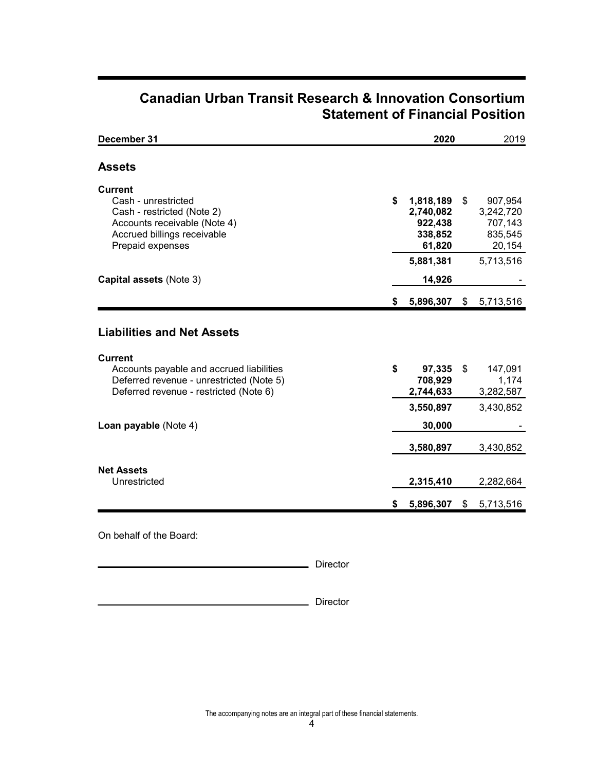# Canadian Urban Transit Research & Innovation Consortium
## Statement of Financial Position

| December 31 | 2020 | 2019 |
|---|---|---|
| **Assets** | | |
| **Current** | | |
| Cash - unrestricted | $ **1,818,189** | $ 907,954 |
| Cash - restricted (Note 2) | **2,740,082** | 3,242,720 |
| Accounts receivable (Note 4) | **922,438** | 707,143 |
| Accrued billings receivable | **338,852** | 835,545 |
| Prepaid expenses | **61,820** | 20,154 |
| | **5,881,381** | 5,713,516 |
| **Capital assets** (Note 3) | **14,926** | - |
| | $ **5,896,307** | $ 5,713,516 |
| **Liabilities and Net Assets** | | |
| **Current** | | |
| Accounts payable and accrued liabilities | $ **97,335** | $ 147,091 |
| Deferred revenue - unrestricted (Note 5) | **708,929** | 1,174 |
| Deferred revenue - restricted (Note 6) | **2,744,633** | 3,282,587 |
| | **3,550,897** | 3,430,852 |
| **Loan payable** (Note 4) | **30,000** | - |
| | **3,580,897** | 3,430,852 |
| **Net Assets** | | |
| Unrestricted | **2,315,410** | 2,282,664 |
| | $ **5,896,307** | $ 5,713,516 |

On behalf of the Board:

\_\_\_\_\_\_\_\_\_\_\_\_\_\_\_\_\_\_\_\_\_\_\_\_\_\_\_\_\_\_ Director

\_\_\_\_\_\_\_\_\_\_\_\_\_\_\_\_\_\_\_\_\_\_\_\_\_\_\_\_\_\_ Director

The accompanying notes are an integral part of these financial statements.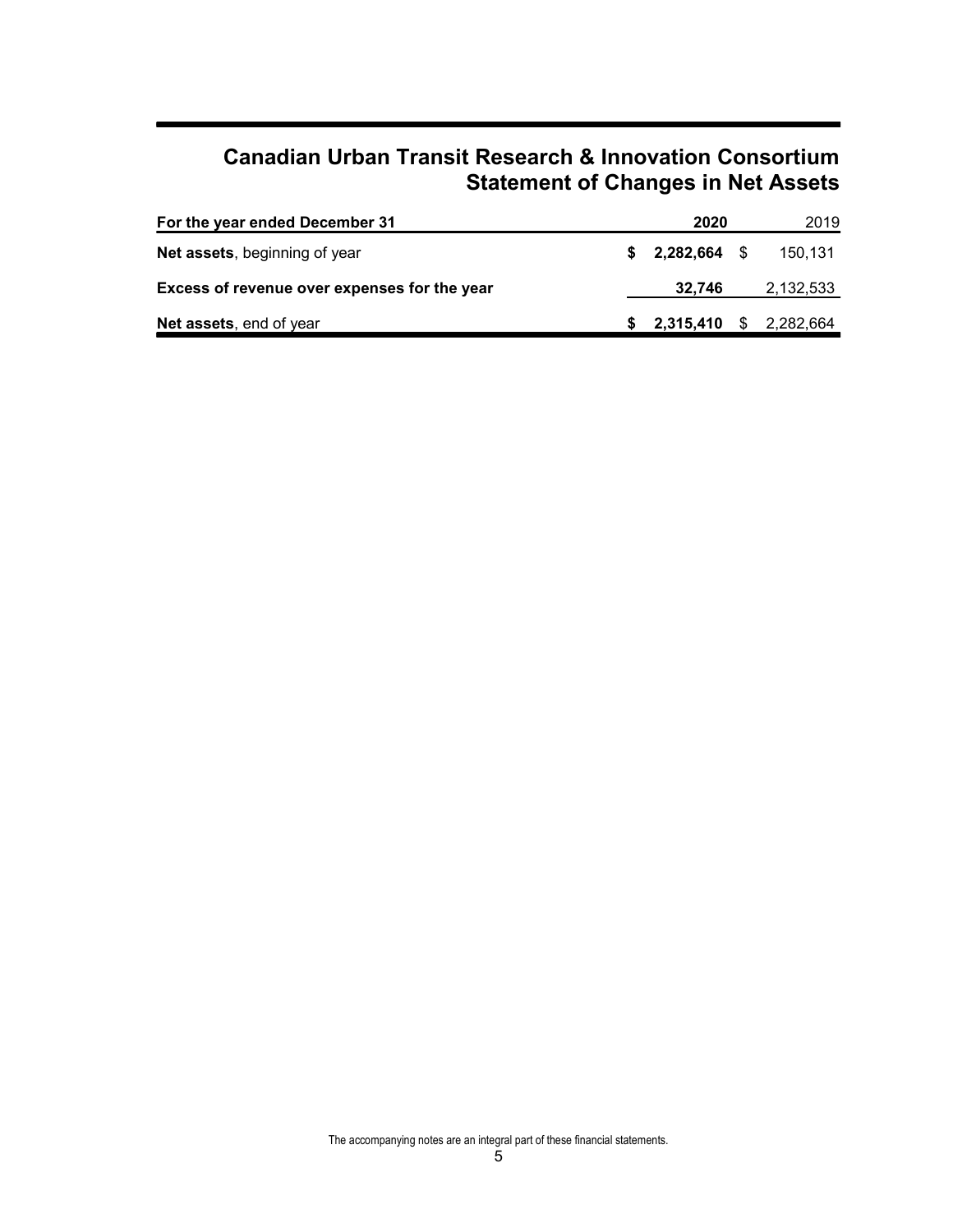# Canadian Urban Transit Research & Innovation Consortium
## Statement of Changes in Net Assets

| For the year ended December 31 | 2020 | 2019 |
|---|---|---|
| **Net assets**, beginning of year | **$ 2,282,664** | $ 150,131 |
| **Excess of revenue over expenses for the year** | **32,746** | 2,132,533 |
| **Net assets**, end of year | **$ 2,315,410** | $ 2,282,664 |

The accompanying notes are an integral part of these financial statements.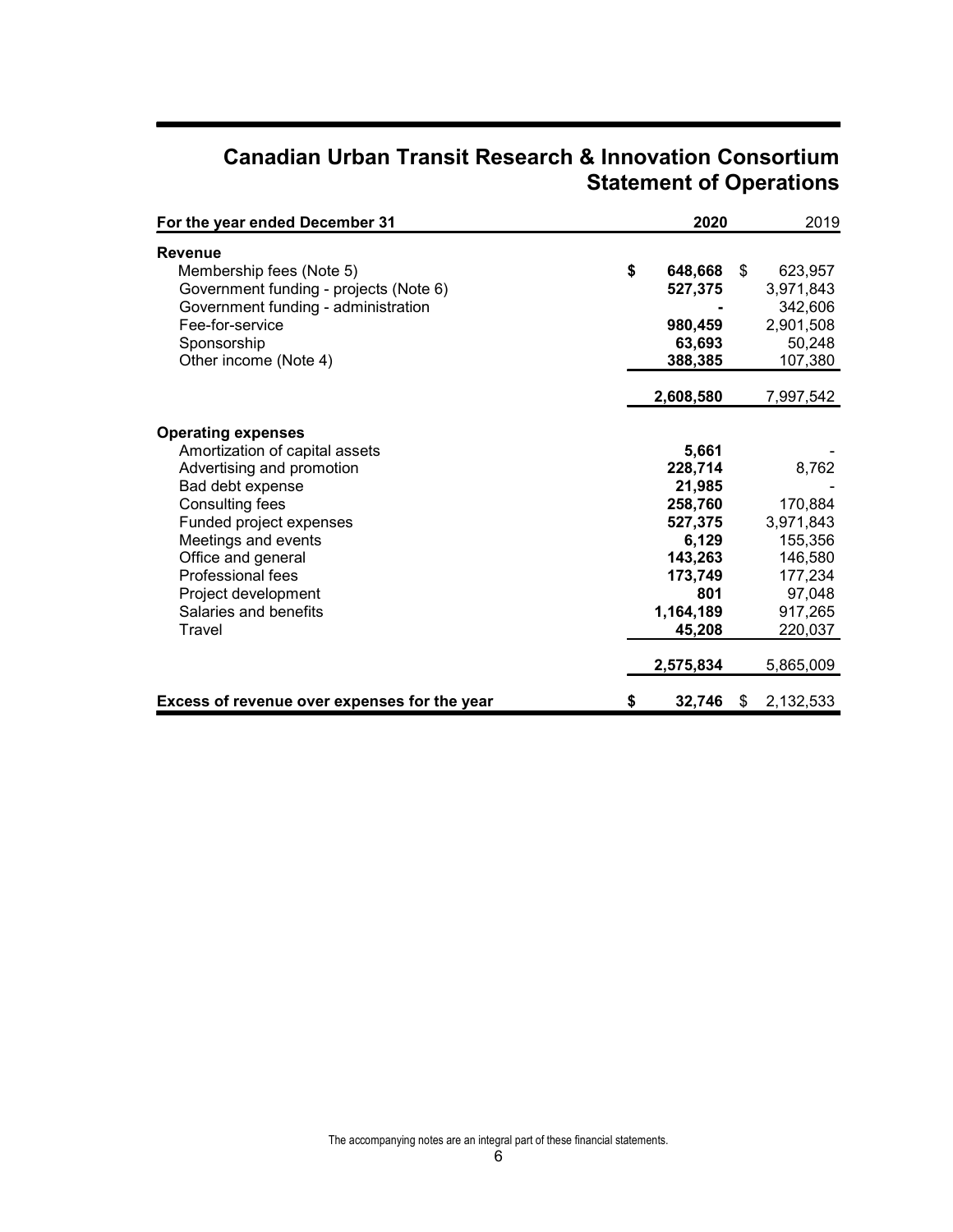# Canadian Urban Transit Research & Innovation Consortium
## Statement of Operations

| For the year ended December 31 | 2020 | 2019 |
|---|---|---|
| **Revenue** | | |
| Membership fees (Note 5) | **$ 648,668** | $ 623,957 |
| Government funding - projects (Note 6) | **527,375** | 3,971,843 |
| Government funding - administration | **-** | 342,606 |
| Fee-for-service | **980,459** | 2,901,508 |
| Sponsorship | **63,693** | 50,248 |
| Other income (Note 4) | **388,385** | 107,380 |
| | **2,608,580** | 7,997,542 |
| **Operating expenses** | | |
| Amortization of capital assets | **5,661** | - |
| Advertising and promotion | **228,714** | 8,762 |
| Bad debt expense | **21,985** | - |
| Consulting fees | **258,760** | 170,884 |
| Funded project expenses | **527,375** | 3,971,843 |
| Meetings and events | **6,129** | 155,356 |
| Office and general | **143,263** | 146,580 |
| Professional fees | **173,749** | 177,234 |
| Project development | **801** | 97,048 |
| Salaries and benefits | **1,164,189** | 917,265 |
| Travel | **45,208** | 220,037 |
| | **2,575,834** | 5,865,009 |
| **Excess of revenue over expenses for the year** | **$ 32,746** | $ 2,132,533 |

The accompanying notes are an integral part of these financial statements.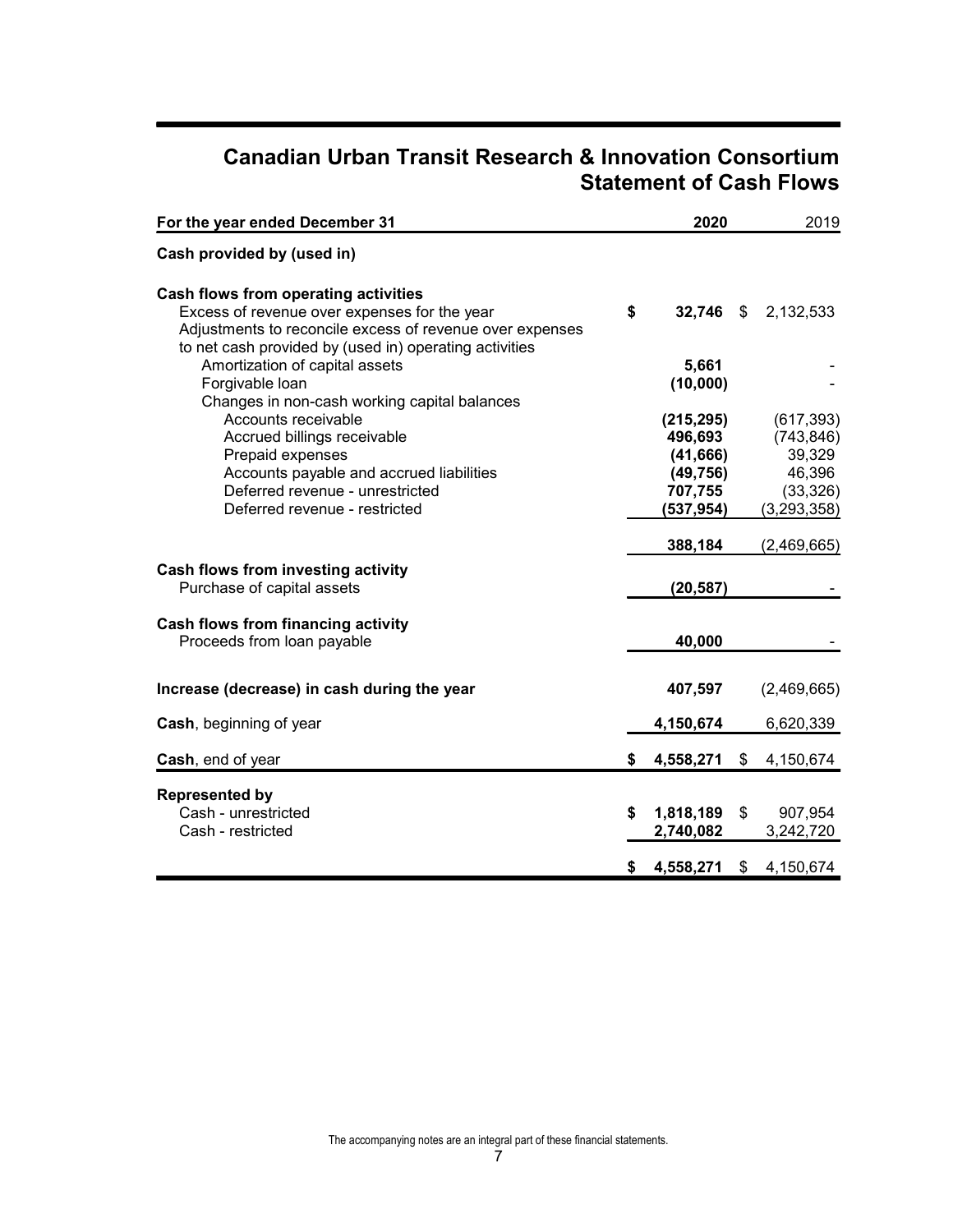# Canadian Urban Transit Research & Innovation Consortium
## Statement of Cash Flows

| For the year ended December 31 | 2020 | 2019 |
|---|---|---|
| **Cash provided by (used in)** | | |
| **Cash flows from operating activities** | | |
| Excess of revenue over expenses for the year | $ 32,746 | $ 2,132,533 |
| Adjustments to reconcile excess of revenue over expenses to net cash provided by (used in) operating activities | | |
| Amortization of capital assets | 5,661 | - |
| Forgivable loan | (10,000) | - |
| Changes in non-cash working capital balances | | |
| Accounts receivable | (215,295) | (617,393) |
| Accrued billings receivable | 496,693 | (743,846) |
| Prepaid expenses | (41,666) | 39,329 |
| Accounts payable and accrued liabilities | (49,756) | 46,396 |
| Deferred revenue - unrestricted | 707,755 | (33,326) |
| Deferred revenue - restricted | (537,954) | (3,293,358) |
| | 388,184 | (2,469,665) |
| **Cash flows from investing activity** | | |
| Purchase of capital assets | (20,587) | - |
| **Cash flows from financing activity** | | |
| Proceeds from loan payable | 40,000 | - |
| **Increase (decrease) in cash during the year** | 407,597 | (2,469,665) |
| **Cash**, beginning of year | 4,150,674 | 6,620,339 |
| **Cash**, end of year | $ 4,558,271 | $ 4,150,674 |
| **Represented by** | | |
| Cash - unrestricted | $ 1,818,189 | $ 907,954 |
| Cash - restricted | 2,740,082 | 3,242,720 |
| | $ 4,558,271 | $ 4,150,674 |

The accompanying notes are an integral part of these financial statements.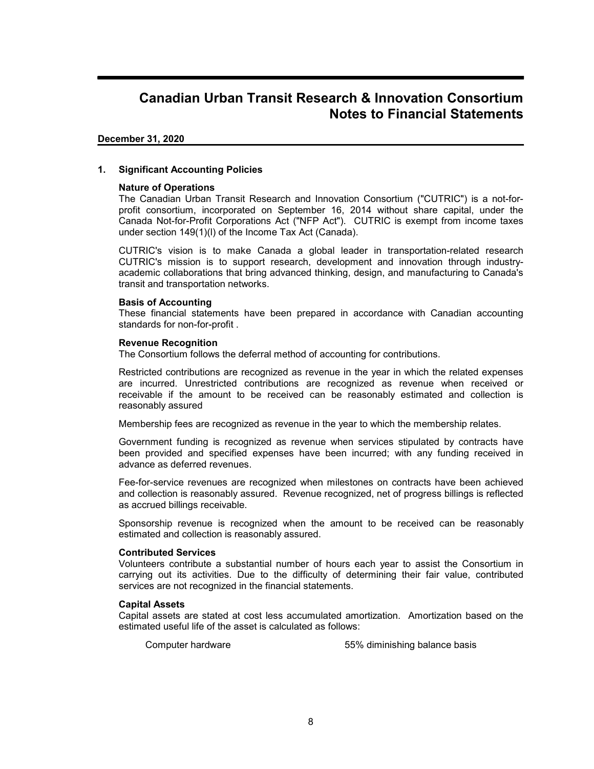# Canadian Urban Transit Research & Innovation Consortium
# Notes to Financial Statements

**December 31, 2020**

## 1. Significant Accounting Policies

### Nature of Operations

The Canadian Urban Transit Research and Innovation Consortium ("CUTRIC") is a not-for-profit consortium, incorporated on September 16, 2014 without share capital, under the Canada Not-for-Profit Corporations Act ("NFP Act"). CUTRIC is exempt from income taxes under section 149(1)(l) of the Income Tax Act (Canada).

CUTRIC's vision is to make Canada a global leader in transportation-related research CUTRIC's mission is to support research, development and innovation through industry-academic collaborations that bring advanced thinking, design, and manufacturing to Canada's transit and transportation networks.

### Basis of Accounting

These financial statements have been prepared in accordance with Canadian accounting standards for non-for-profit .

### Revenue Recognition

The Consortium follows the deferral method of accounting for contributions.

Restricted contributions are recognized as revenue in the year in which the related expenses are incurred. Unrestricted contributions are recognized as revenue when received or receivable if the amount to be received can be reasonably estimated and collection is reasonably assured

Membership fees are recognized as revenue in the year to which the membership relates.

Government funding is recognized as revenue when services stipulated by contracts have been provided and specified expenses have been incurred; with any funding received in advance as deferred revenues.

Fee-for-service revenues are recognized when milestones on contracts have been achieved and collection is reasonably assured. Revenue recognized, net of progress billings is reflected as accrued billings receivable.

Sponsorship revenue is recognized when the amount to be received can be reasonably estimated and collection is reasonably assured.

### Contributed Services

Volunteers contribute a substantial number of hours each year to assist the Consortium in carrying out its activities. Due to the difficulty of determining their fair value, contributed services are not recognized in the financial statements.

### Capital Assets

Capital assets are stated at cost less accumulated amortization. Amortization based on the estimated useful life of the asset is calculated as follows:

| | |
|---|---|
| Computer hardware | 55% diminishing balance basis |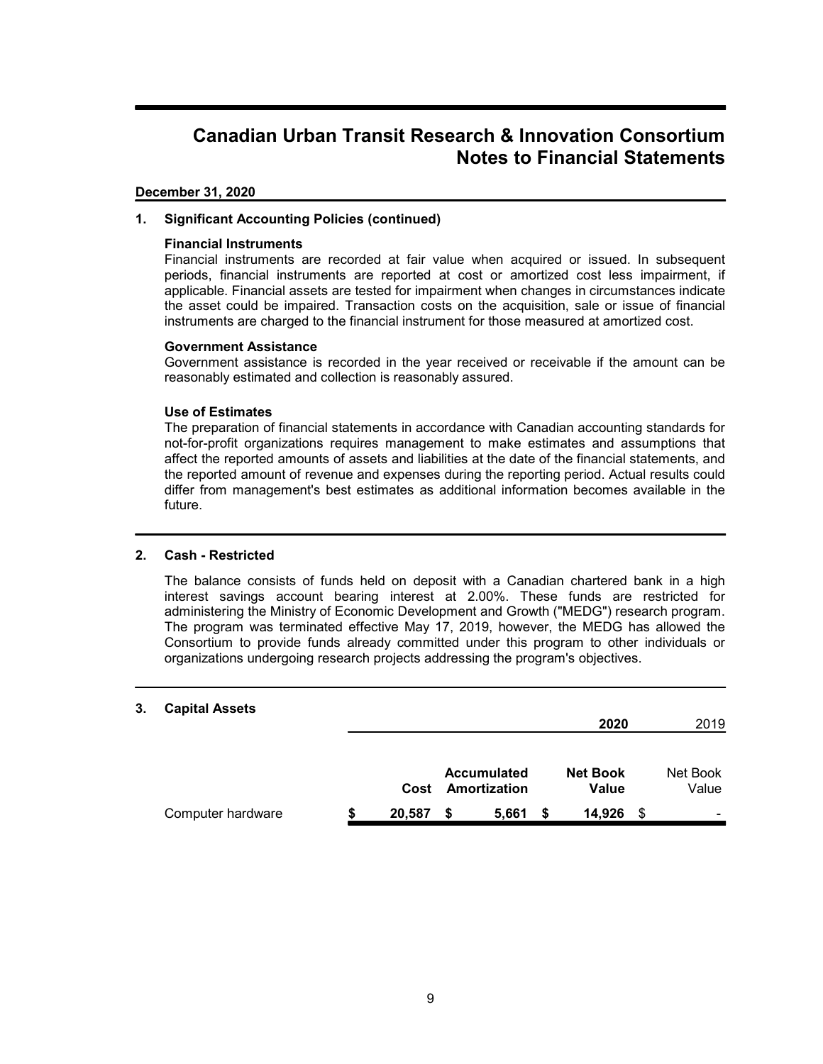# Canadian Urban Transit Research & Innovation Consortium
## Notes to Financial Statements

**December 31, 2020**

### 1. Significant Accounting Policies (continued)

**Financial Instruments**
Financial instruments are recorded at fair value when acquired or issued. In subsequent periods, financial instruments are reported at cost or amortized cost less impairment, if applicable. Financial assets are tested for impairment when changes in circumstances indicate the asset could be impaired. Transaction costs on the acquisition, sale or issue of financial instruments are charged to the financial instrument for those measured at amortized cost.

**Government Assistance**
Government assistance is recorded in the year received or receivable if the amount can be reasonably estimated and collection is reasonably assured.

**Use of Estimates**
The preparation of financial statements in accordance with Canadian accounting standards for not-for-profit organizations requires management to make estimates and assumptions that affect the reported amounts of assets and liabilities at the date of the financial statements, and the reported amount of revenue and expenses during the reporting period. Actual results could differ from management's best estimates as additional information becomes available in the future.

### 2. Cash - Restricted

The balance consists of funds held on deposit with a Canadian chartered bank in a high interest savings account bearing interest at 2.00%. These funds are restricted for administering the Ministry of Economic Development and Growth ("MEDG") research program. The program was terminated effective May 17, 2019, however, the MEDG has allowed the Consortium to provide funds already committed under this program to other individuals or organizations undergoing research projects addressing the program's objectives.

### 3. Capital Assets

| | **2020** | | | 2019 |
|---|---|---|---|---|
| | **Cost** | **Accumulated Amortization** | **Net Book Value** | Net Book Value |
| Computer hardware | **$ 20,587** | **$ 5,661** | **$ 14,926** | $ - |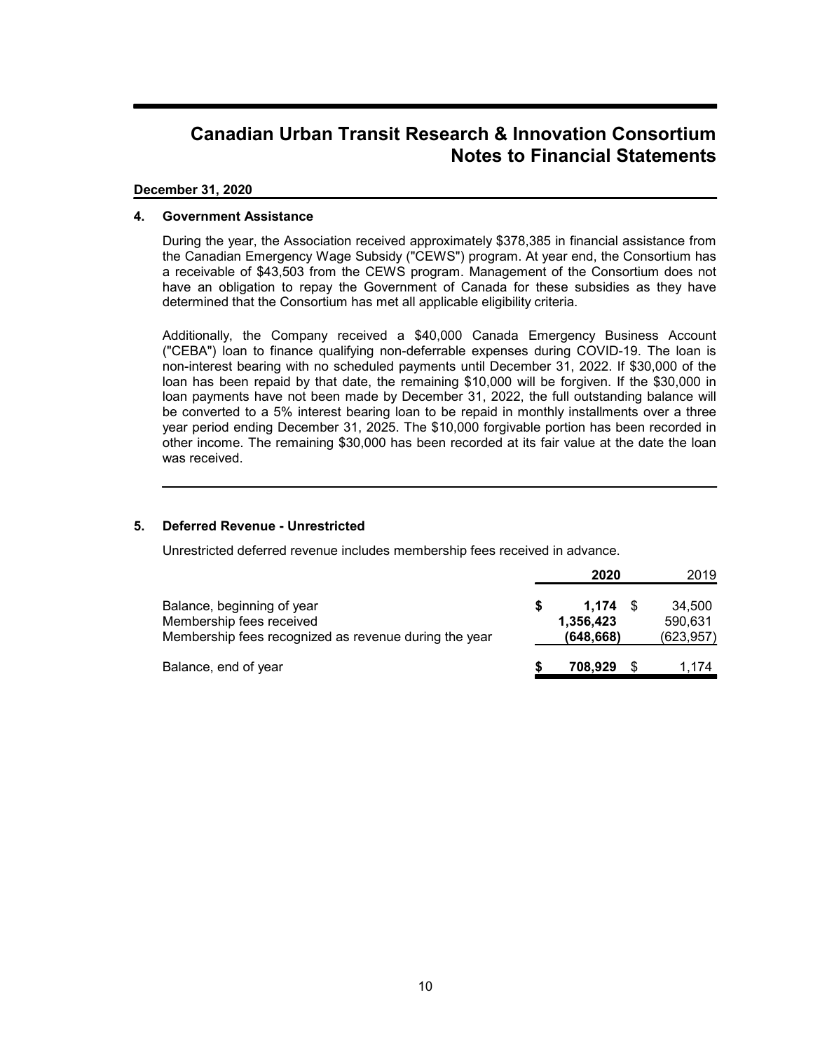# Canadian Urban Transit Research & Innovation Consortium
## Notes to Financial Statements

**December 31, 2020**

### 4. Government Assistance

During the year, the Association received approximately $378,385 in financial assistance from the Canadian Emergency Wage Subsidy ("CEWS") program. At year end, the Consortium has a receivable of $43,503 from the CEWS program. Management of the Consortium does not have an obligation to repay the Government of Canada for these subsidies as they have determined that the Consortium has met all applicable eligibility criteria.

Additionally, the Company received a $40,000 Canada Emergency Business Account ("CEBA") loan to finance qualifying non-deferrable expenses during COVID-19. The loan is non-interest bearing with no scheduled payments until December 31, 2022. If $30,000 of the loan has been repaid by that date, the remaining $10,000 will be forgiven. If the $30,000 in loan payments have not been made by December 31, 2022, the full outstanding balance will be converted to a 5% interest bearing loan to be repaid in monthly installments over a three year period ending December 31, 2025. The $10,000 forgivable portion has been recorded in other income. The remaining $30,000 has been recorded at its fair value at the date the loan was received.

### 5. Deferred Revenue - Unrestricted

Unrestricted deferred revenue includes membership fees received in advance.

| | **2020** | 2019 |
|---|---|---|
| Balance, beginning of year | **$ 1,174** | $ 34,500 |
| Membership fees received | **1,356,423** | 590,631 |
| Membership fees recognized as revenue during the year | **(648,668)** | (623,957) |
| Balance, end of year | **$ 708,929** | $ 1,174 |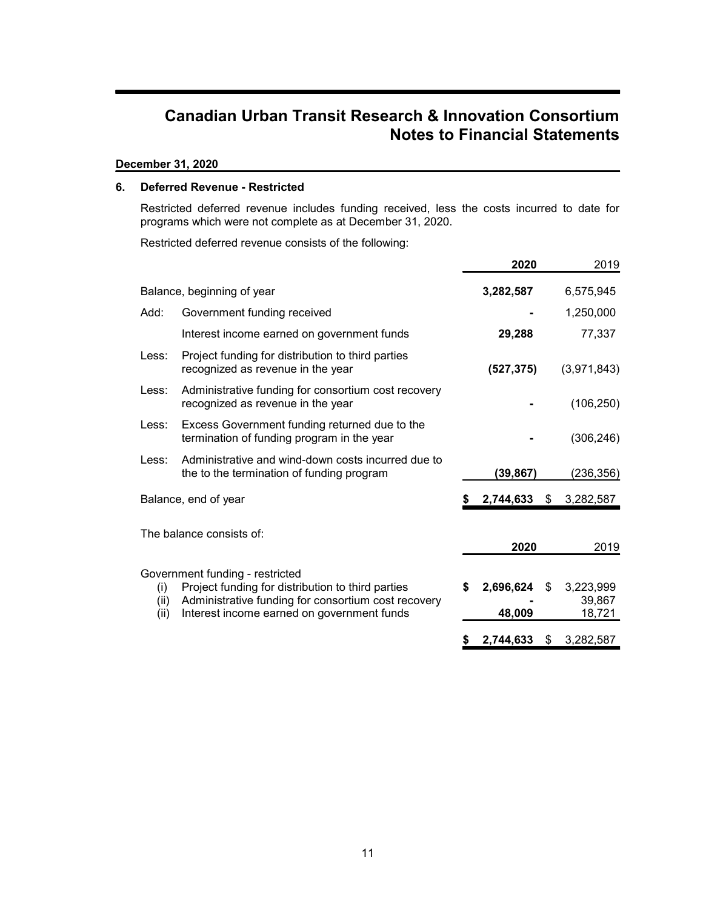# Canadian Urban Transit Research & Innovation Consortium
## Notes to Financial Statements

**December 31, 2020**

### 6. Deferred Revenue - Restricted

Restricted deferred revenue includes funding received, less the costs incurred to date for programs which were not complete as at December 31, 2020.

Restricted deferred revenue consists of the following:

| | | **2020** | 2019 |
|---|---|---|---|
| Balance, beginning of year | | **3,282,587** | 6,575,945 |
| Add: | Government funding received | **-** | 1,250,000 |
| | Interest income earned on government funds | **29,288** | 77,337 |
| Less: | Project funding for distribution to third parties recognized as revenue in the year | **(527,375)** | (3,971,843) |
| Less: | Administrative funding for consortium cost recovery recognized as revenue in the year | **-** | (106,250) |
| Less: | Excess Government funding returned due to the termination of funding program in the year | **-** | (306,246) |
| Less: | Administrative and wind-down costs incurred due to the to the termination of funding program | **(39,867)** | (236,356) |
| Balance, end of year | | **$ 2,744,633** | $ 3,282,587 |

The balance consists of:

| | | **2020** | 2019 |
|---|---|---|---|
| Government funding - restricted | | | |
| (i) | Project funding for distribution to third parties | **$ 2,696,624** | $ 3,223,999 |
| (ii) | Administrative funding for consortium cost recovery | **-** | 39,867 |
| (ii) | Interest income earned on government funds | **48,009** | 18,721 |
| | | **$ 2,744,633** | $ 3,282,587 |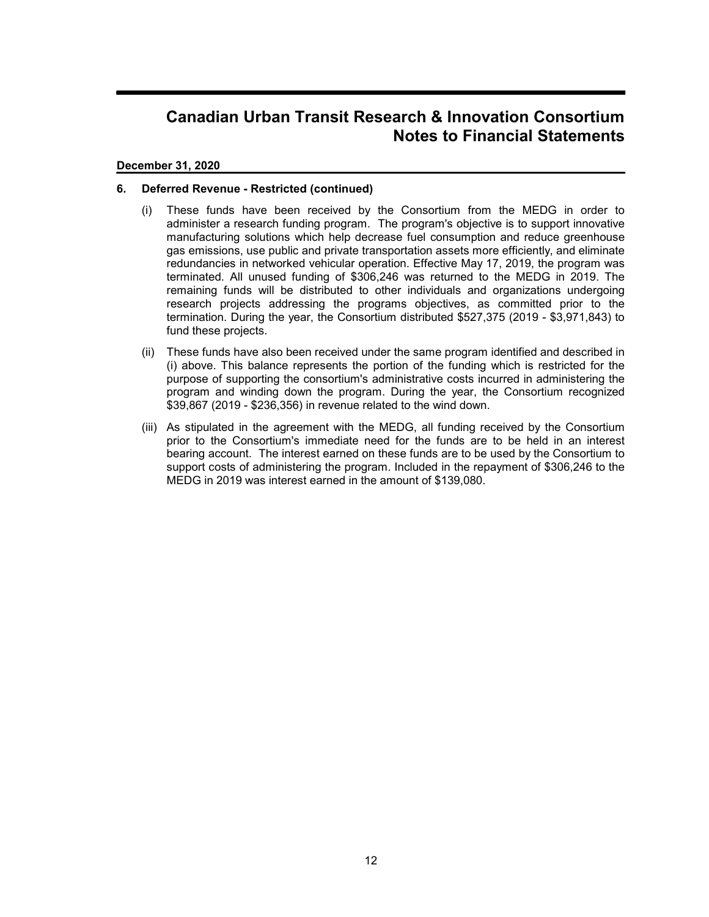# Canadian Urban Transit Research & Innovation Consortium
# Notes to Financial Statements

**December 31, 2020**

**6. Deferred Revenue - Restricted (continued)**

(i) These funds have been received by the Consortium from the MEDG in order to administer a research funding program. The program's objective is to support innovative manufacturing solutions which help decrease fuel consumption and reduce greenhouse gas emissions, use public and private transportation assets more efficiently, and eliminate redundancies in networked vehicular operation. Effective May 17, 2019, the program was terminated. All unused funding of $306,246 was returned to the MEDG in 2019. The remaining funds will be distributed to other individuals and organizations undergoing research projects addressing the programs objectives, as committed prior to the termination. During the year, the Consortium distributed $527,375 (2019 - $3,971,843) to fund these projects.

(ii) These funds have also been received under the same program identified and described in (i) above. This balance represents the portion of the funding which is restricted for the purpose of supporting the consortium's administrative costs incurred in administering the program and winding down the program. During the year, the Consortium recognized $39,867 (2019 - $236,356) in revenue related to the wind down.

(iii) As stipulated in the agreement with the MEDG, all funding received by the Consortium prior to the Consortium's immediate need for the funds are to be held in an interest bearing account. The interest earned on these funds are to be used by the Consortium to support costs of administering the program. Included in the repayment of $306,246 to the MEDG in 2019 was interest earned in the amount of $139,080.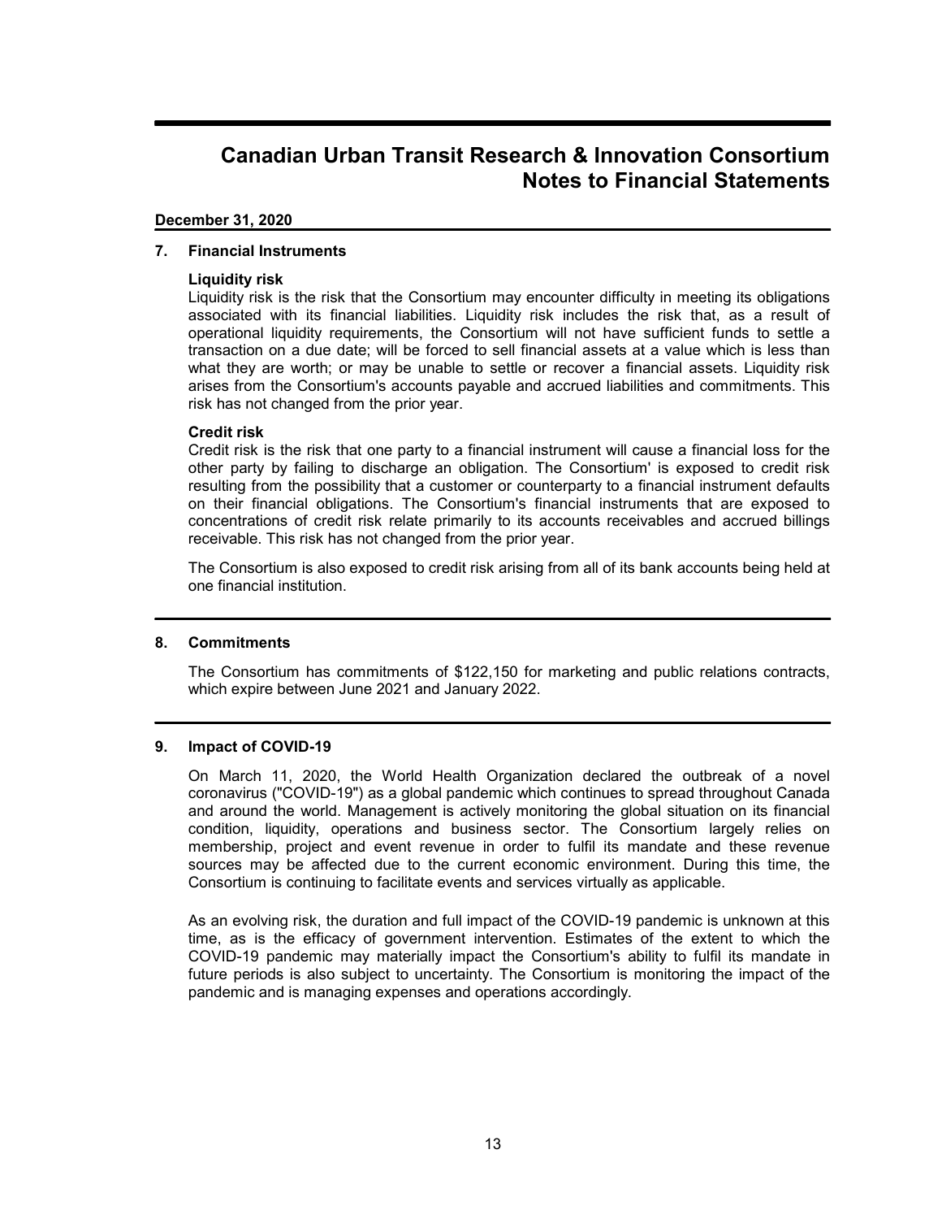# Canadian Urban Transit Research & Innovation Consortium
# Notes to Financial Statements

**December 31, 2020**

## 7. Financial Instruments

### Liquidity risk

Liquidity risk is the risk that the Consortium may encounter difficulty in meeting its obligations associated with its financial liabilities. Liquidity risk includes the risk that, as a result of operational liquidity requirements, the Consortium will not have sufficient funds to settle a transaction on a due date; will be forced to sell financial assets at a value which is less than what they are worth; or may be unable to settle or recover a financial assets. Liquidity risk arises from the Consortium's accounts payable and accrued liabilities and commitments. This risk has not changed from the prior year.

### Credit risk

Credit risk is the risk that one party to a financial instrument will cause a financial loss for the other party by failing to discharge an obligation. The Consortium' is exposed to credit risk resulting from the possibility that a customer or counterparty to a financial instrument defaults on their financial obligations. The Consortium's financial instruments that are exposed to concentrations of credit risk relate primarily to its accounts receivables and accrued billings receivable. This risk has not changed from the prior year.

The Consortium is also exposed to credit risk arising from all of its bank accounts being held at one financial institution.

## 8. Commitments

The Consortium has commitments of $122,150 for marketing and public relations contracts, which expire between June 2021 and January 2022.

## 9. Impact of COVID-19

On March 11, 2020, the World Health Organization declared the outbreak of a novel coronavirus ("COVID-19") as a global pandemic which continues to spread throughout Canada and around the world. Management is actively monitoring the global situation on its financial condition, liquidity, operations and business sector. The Consortium largely relies on membership, project and event revenue in order to fulfil its mandate and these revenue sources may be affected due to the current economic environment. During this time, the Consortium is continuing to facilitate events and services virtually as applicable.

As an evolving risk, the duration and full impact of the COVID-19 pandemic is unknown at this time, as is the efficacy of government intervention. Estimates of the extent to which the COVID-19 pandemic may materially impact the Consortium's ability to fulfil its mandate in future periods is also subject to uncertainty. The Consortium is monitoring the impact of the pandemic and is managing expenses and operations accordingly.